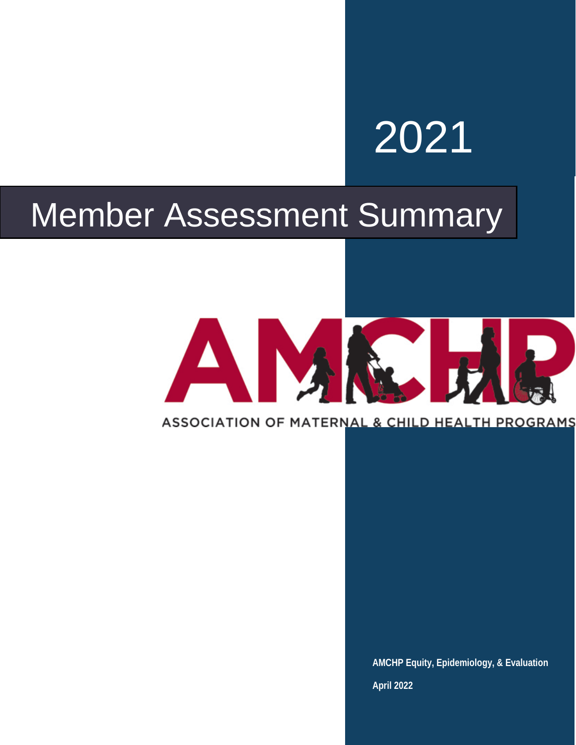2021

# Member Assessment Summary

AMCHP

ASSOCIATION OF MATERNAL & CHILD HEALTH PROGRAMS

**AMCHP Equity, Epidemiology, & Evaluation**

**April 2022**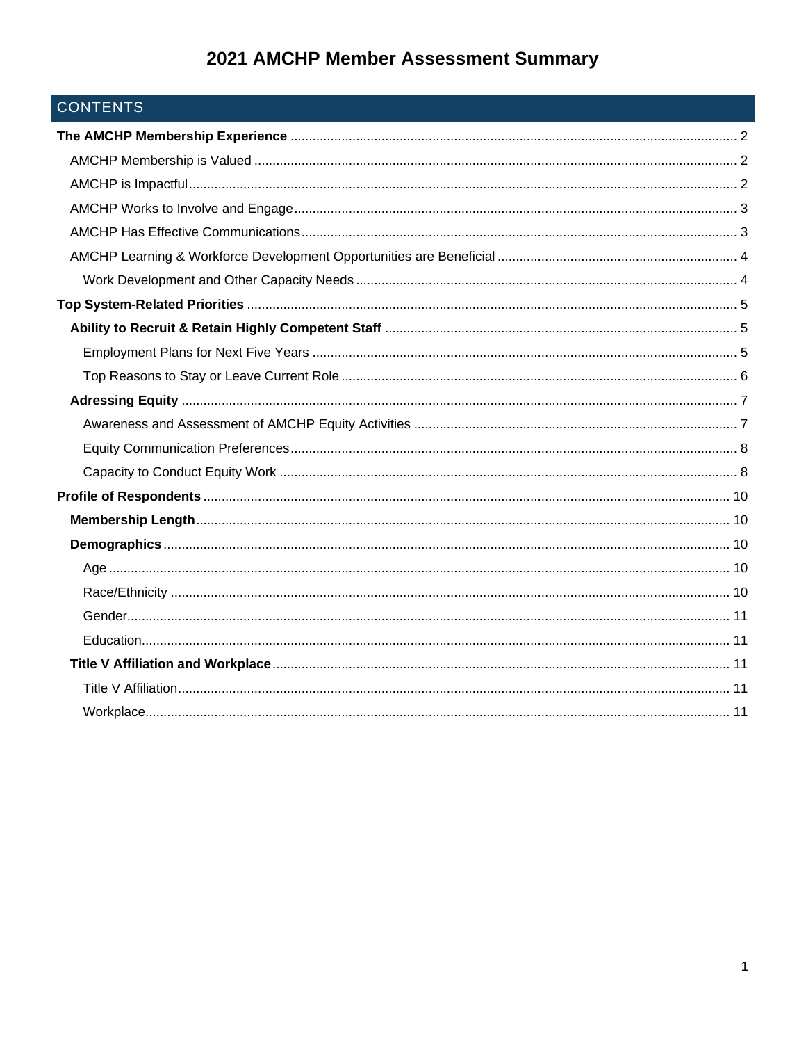# 2021 AMCHP Member Assessment Summary

## CONTENTS

**The AMCHP Membership Experience** ..... 2

- AMCHP Membership is Valued ..... 2
- AMCHP is Impactful ..... 2
- AMCHP Works to Involve and Engage ..... 3
- AMCHP Has Effective Communications ..... 3
- AMCHP Learning & Workforce Development Opportunities are Beneficial ..... 4
  - Work Development and Other Capacity Needs ..... 4

**Top System-Related Priorities** ..... 5

- **Ability to Recruit & Retain Highly Competent Staff** ..... 5
  - Employment Plans for Next Five Years ..... 5
  - Top Reasons to Stay or Leave Current Role ..... 6
- **Adressing Equity** ..... 7
  - Awareness and Assessment of AMCHP Equity Activities ..... 7
  - Equity Communication Preferences ..... 8
  - Capacity to Conduct Equity Work ..... 8

**Profile of Respondents** ..... 10

- **Membership Length** ..... 10
- **Demographics** ..... 10
  - Age ..... 10
  - Race/Ethnicity ..... 10
  - Gender ..... 11
  - Education ..... 11
- **Title V Affiliation and Workplace** ..... 11
  - Title V Affiliation ..... 11
  - Workplace ..... 11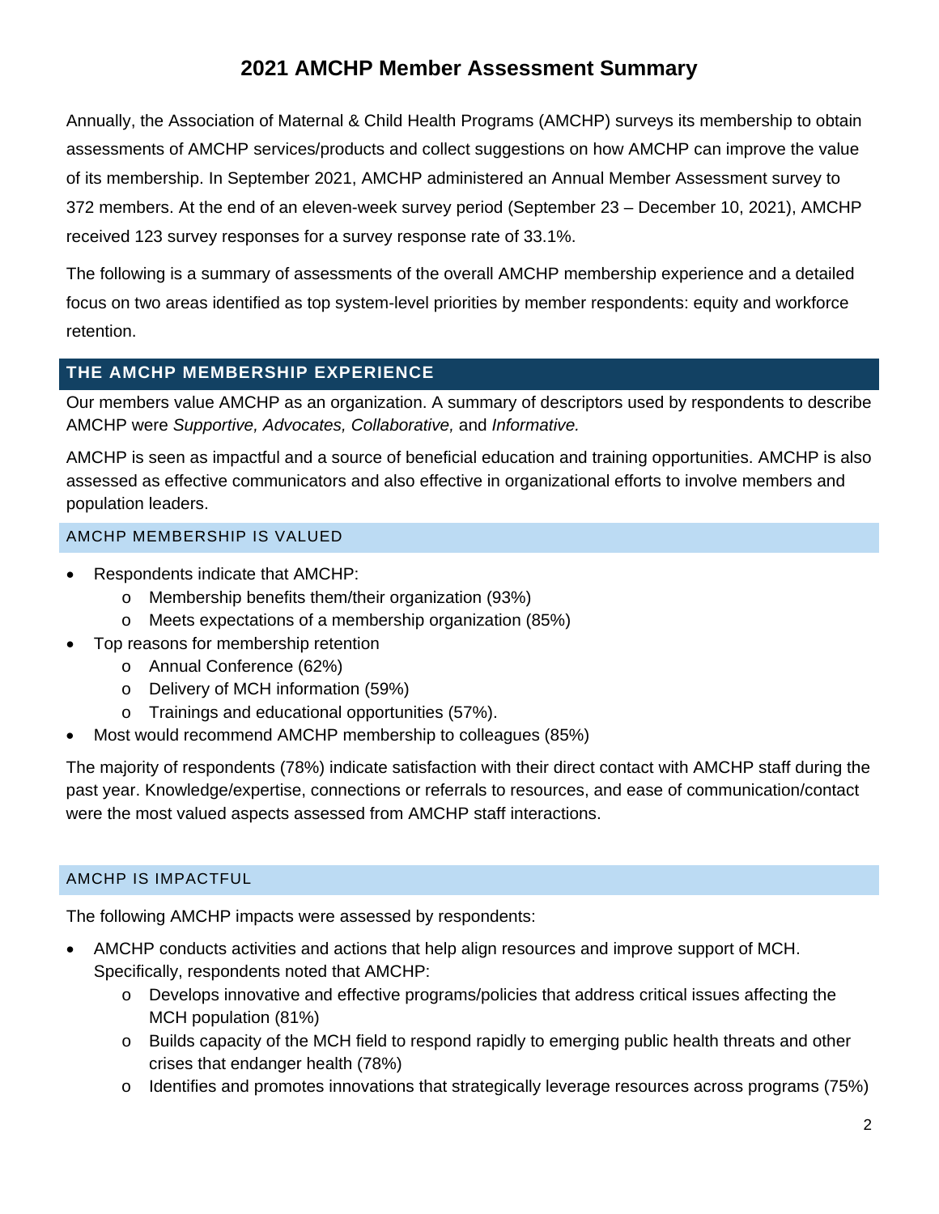# 2021 AMCHP Member Assessment Summary

Annually, the Association of Maternal & Child Health Programs (AMCHP) surveys its membership to obtain assessments of AMCHP services/products and collect suggestions on how AMCHP can improve the value of its membership. In September 2021, AMCHP administered an Annual Member Assessment survey to 372 members. At the end of an eleven-week survey period (September 23 – December 10, 2021), AMCHP received 123 survey responses for a survey response rate of 33.1%.

The following is a summary of assessments of the overall AMCHP membership experience and a detailed focus on two areas identified as top system-level priorities by member respondents: equity and workforce retention.

## THE AMCHP MEMBERSHIP EXPERIENCE

Our members value AMCHP as an organization. A summary of descriptors used by respondents to describe AMCHP were *Supportive, Advocates, Collaborative,* and *Informative.*

AMCHP is seen as impactful and a source of beneficial education and training opportunities. AMCHP is also assessed as effective communicators and also effective in organizational efforts to involve members and population leaders.

### AMCHP MEMBERSHIP IS VALUED

- Respondents indicate that AMCHP:
  - Membership benefits them/their organization (93%)
  - Meets expectations of a membership organization (85%)
- Top reasons for membership retention
  - Annual Conference (62%)
  - Delivery of MCH information (59%)
  - Trainings and educational opportunities (57%).
- Most would recommend AMCHP membership to colleagues (85%)

The majority of respondents (78%) indicate satisfaction with their direct contact with AMCHP staff during the past year. Knowledge/expertise, connections or referrals to resources, and ease of communication/contact were the most valued aspects assessed from AMCHP staff interactions.

### AMCHP IS IMPACTFUL

The following AMCHP impacts were assessed by respondents:

- AMCHP conducts activities and actions that help align resources and improve support of MCH. Specifically, respondents noted that AMCHP:
  - Develops innovative and effective programs/policies that address critical issues affecting the MCH population (81%)
  - Builds capacity of the MCH field to respond rapidly to emerging public health threats and other crises that endanger health (78%)
  - Identifies and promotes innovations that strategically leverage resources across programs (75%)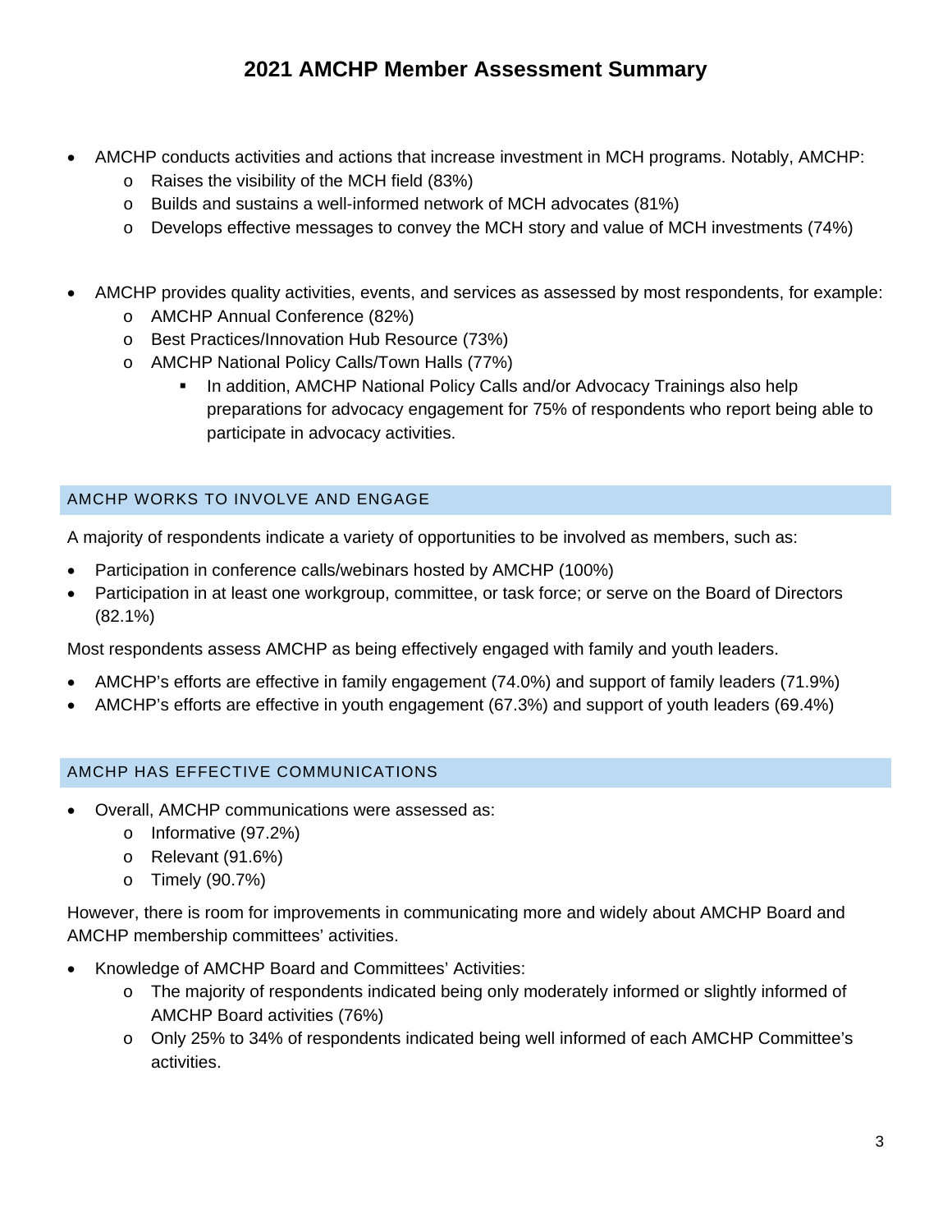# 2021 AMCHP Member Assessment Summary

- AMCHP conducts activities and actions that increase investment in MCH programs. Notably, AMCHP:
  - Raises the visibility of the MCH field (83%)
  - Builds and sustains a well-informed network of MCH advocates (81%)
  - Develops effective messages to convey the MCH story and value of MCH investments (74%)

- AMCHP provides quality activities, events, and services as assessed by most respondents, for example:
  - AMCHP Annual Conference (82%)
  - Best Practices/Innovation Hub Resource (73%)
  - AMCHP National Policy Calls/Town Halls (77%)
    - In addition, AMCHP National Policy Calls and/or Advocacy Trainings also help preparations for advocacy engagement for 75% of respondents who report being able to participate in advocacy activities.

## AMCHP WORKS TO INVOLVE AND ENGAGE

A majority of respondents indicate a variety of opportunities to be involved as members, such as:

- Participation in conference calls/webinars hosted by AMCHP (100%)
- Participation in at least one workgroup, committee, or task force; or serve on the Board of Directors (82.1%)

Most respondents assess AMCHP as being effectively engaged with family and youth leaders.

- AMCHP's efforts are effective in family engagement (74.0%) and support of family leaders (71.9%)
- AMCHP's efforts are effective in youth engagement (67.3%) and support of youth leaders (69.4%)

## AMCHP HAS EFFECTIVE COMMUNICATIONS

- Overall, AMCHP communications were assessed as:
  - Informative (97.2%)
  - Relevant (91.6%)
  - Timely (90.7%)

However, there is room for improvements in communicating more and widely about AMCHP Board and AMCHP membership committees' activities.

- Knowledge of AMCHP Board and Committees' Activities:
  - The majority of respondents indicated being only moderately informed or slightly informed of AMCHP Board activities (76%)
  - Only 25% to 34% of respondents indicated being well informed of each AMCHP Committee's activities.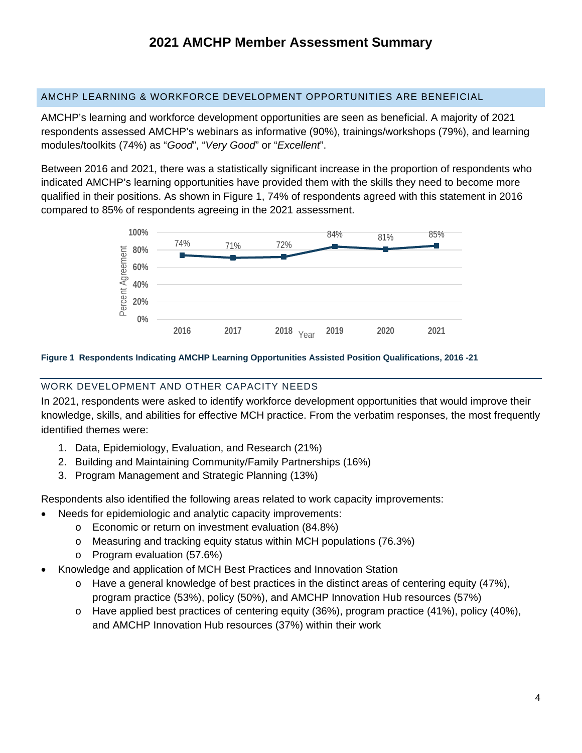# 2021 AMCHP Member Assessment Summary

## AMCHP LEARNING & WORKFORCE DEVELOPMENT OPPORTUNITIES ARE BENEFICIAL

AMCHP's learning and workforce development opportunities are seen as beneficial. A majority of 2021 respondents assessed AMCHP's webinars as informative (90%), trainings/workshops (79%), and learning modules/toolkits (74%) as "*Good*", "*Very Good*" or "*Excellent*".

Between 2016 and 2021, there was a statistically significant increase in the proportion of respondents who indicated AMCHP's learning opportunities have provided them with the skills they need to become more qualified in their positions. As shown in Figure 1, 74% of respondents agreed with this statement in 2016 compared to 85% of respondents agreeing in the 2021 assessment.

| Year | Percent Agreement |
|---|---|
| 2016 | 74% |
| 2017 | 71% |
| 2018 | 72% |
| 2019 | 84% |
| 2020 | 81% |
| 2021 | 85% |

**Figure 1 Respondents Indicating AMCHP Learning Opportunities Assisted Position Qualifications, 2016 -21**

## WORK DEVELOPMENT AND OTHER CAPACITY NEEDS

In 2021, respondents were asked to identify workforce development opportunities that would improve their knowledge, skills, and abilities for effective MCH practice. From the verbatim responses, the most frequently identified themes were:

1. Data, Epidemiology, Evaluation, and Research (21%)
2. Building and Maintaining Community/Family Partnerships (16%)
3. Program Management and Strategic Planning (13%)

Respondents also identified the following areas related to work capacity improvements:

- Needs for epidemiologic and analytic capacity improvements:
  - Economic or return on investment evaluation (84.8%)
  - Measuring and tracking equity status within MCH populations (76.3%)
  - Program evaluation (57.6%)
- Knowledge and application of MCH Best Practices and Innovation Station
  - Have a general knowledge of best practices in the distinct areas of centering equity (47%), program practice (53%), policy (50%), and AMCHP Innovation Hub resources (57%)
  - Have applied best practices of centering equity (36%), program practice (41%), policy (40%), and AMCHP Innovation Hub resources (37%) within their work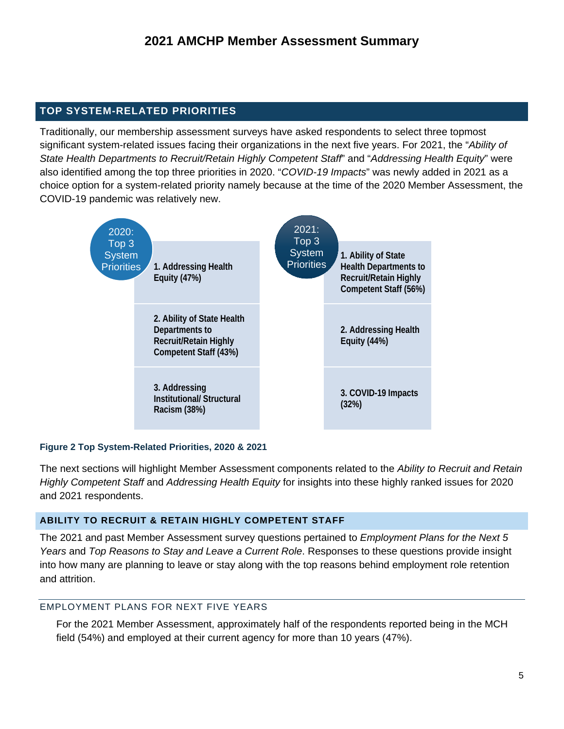# 2021 AMCHP Member Assessment Summary

## TOP SYSTEM-RELATED PRIORITIES

Traditionally, our membership assessment surveys have asked respondents to select three topmost significant system-related issues facing their organizations in the next five years. For 2021, the "*Ability of State Health Departments to Recruit/Retain Highly Competent Staff*" and "*Addressing Health Equity*" were also identified among the top three priorities in 2020. "*COVID-19 Impacts*" was newly added in 2021 as a choice option for a system-related priority namely because at the time of the 2020 Member Assessment, the COVID-19 pandemic was relatively new.

| 2020: Top 3 System Priorities | 2021: Top 3 System Priorities |
| --- | --- |
| **1. Addressing Health Equity (47%)** | **1. Ability of State Health Departments to Recruit/Retain Highly Competent Staff (56%)** |
| **2. Ability of State Health Departments to Recruit/Retain Highly Competent Staff (43%)** | **2. Addressing Health Equity (44%)** |
| **3. Addressing Institutional/ Structural Racism (38%)** | **3. COVID-19 Impacts (32%)** |

**Figure 2 Top System-Related Priorities, 2020 & 2021**

The next sections will highlight Member Assessment components related to the *Ability to Recruit and Retain Highly Competent Staff* and *Addressing Health Equity* for insights into these highly ranked issues for 2020 and 2021 respondents.

## ABILITY TO RECRUIT & RETAIN HIGHLY COMPETENT STAFF

The 2021 and past Member Assessment survey questions pertained to *Employment Plans for the Next 5 Years* and *Top Reasons to Stay and Leave a Current Role*. Responses to these questions provide insight into how many are planning to leave or stay along with the top reasons behind employment role retention and attrition.

### EMPLOYMENT PLANS FOR NEXT FIVE YEARS

For the 2021 Member Assessment, approximately half of the respondents reported being in the MCH field (54%) and employed at their current agency for more than 10 years (47%).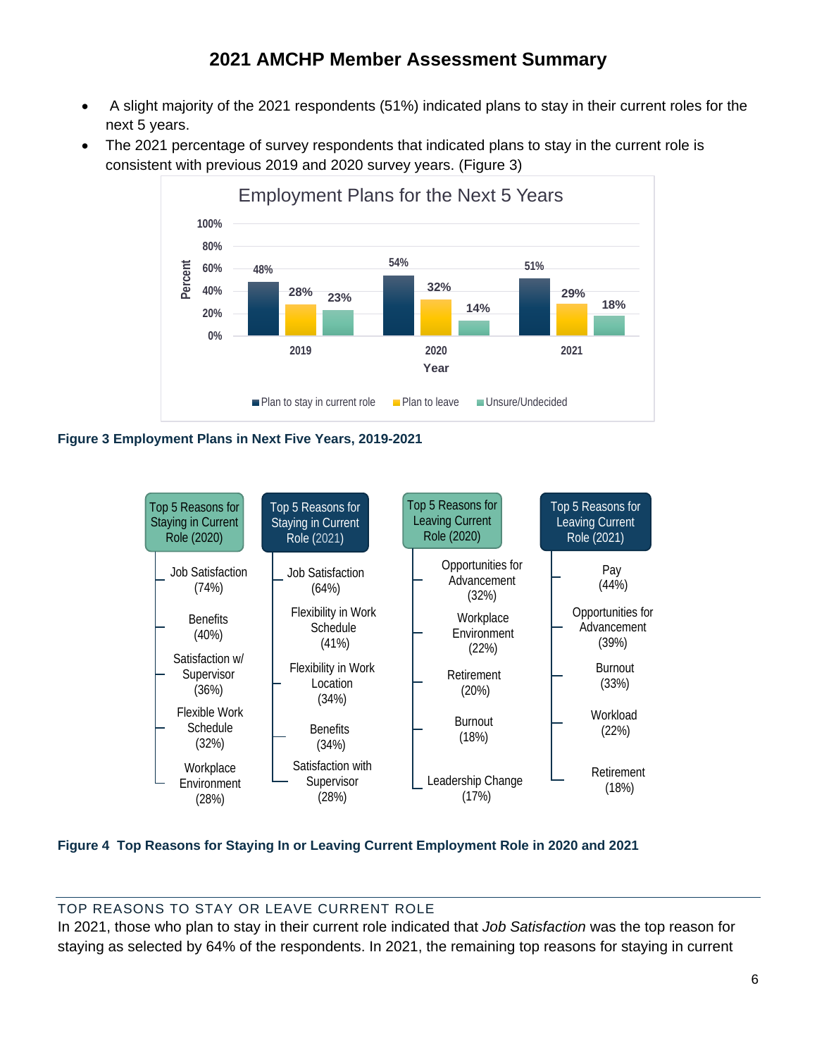## 2021 AMCHP Member Assessment Summary

- A slight majority of the 2021 respondents (51%) indicated plans to stay in their current roles for the next 5 years.
- The 2021 percentage of survey respondents that indicated plans to stay in the current role is consistent with previous 2019 and 2020 survey years. (Figure 3)

**Employment Plans for the Next 5 Years**

| Year | Plan to stay in current role | Plan to leave | Unsure/Undecided |
|---|---|---|---|
| 2019 | 48% | 28% | 23% |
| 2020 | 54% | 32% | 14% |
| 2021 | 51% | 29% | 18% |

**Figure 3 Employment Plans in Next Five Years, 2019-2021**

| Top 5 Reasons for Staying in Current Role (2020) | Top 5 Reasons for Staying in Current Role (2021) | Top 5 Reasons for Leaving Current Role (2020) | Top 5 Reasons for Leaving Current Role (2021) |
|---|---|---|---|
| Job Satisfaction (74%) | Job Satisfaction (64%) | Opportunities for Advancement (32%) | Pay (44%) |
| Benefits (40%) | Flexibility in Work Schedule (41%) | Workplace Environment (22%) | Opportunities for Advancement (39%) |
| Satisfaction w/ Supervisor (36%) | Flexibility in Work Location (34%) | Retirement (20%) | Burnout (33%) |
| Flexible Work Schedule (32%) | Benefits (34%) | Burnout (18%) | Workload (22%) |
| Workplace Environment (28%) | Satisfaction with Supervisor (28%) | Leadership Change (17%) | Retirement (18%) |

**Figure 4 Top Reasons for Staying In or Leaving Current Employment Role in 2020 and 2021**

### TOP REASONS TO STAY OR LEAVE CURRENT ROLE

In 2021, those who plan to stay in their current role indicated that *Job Satisfaction* was the top reason for staying as selected by 64% of the respondents. In 2021, the remaining top reasons for staying in current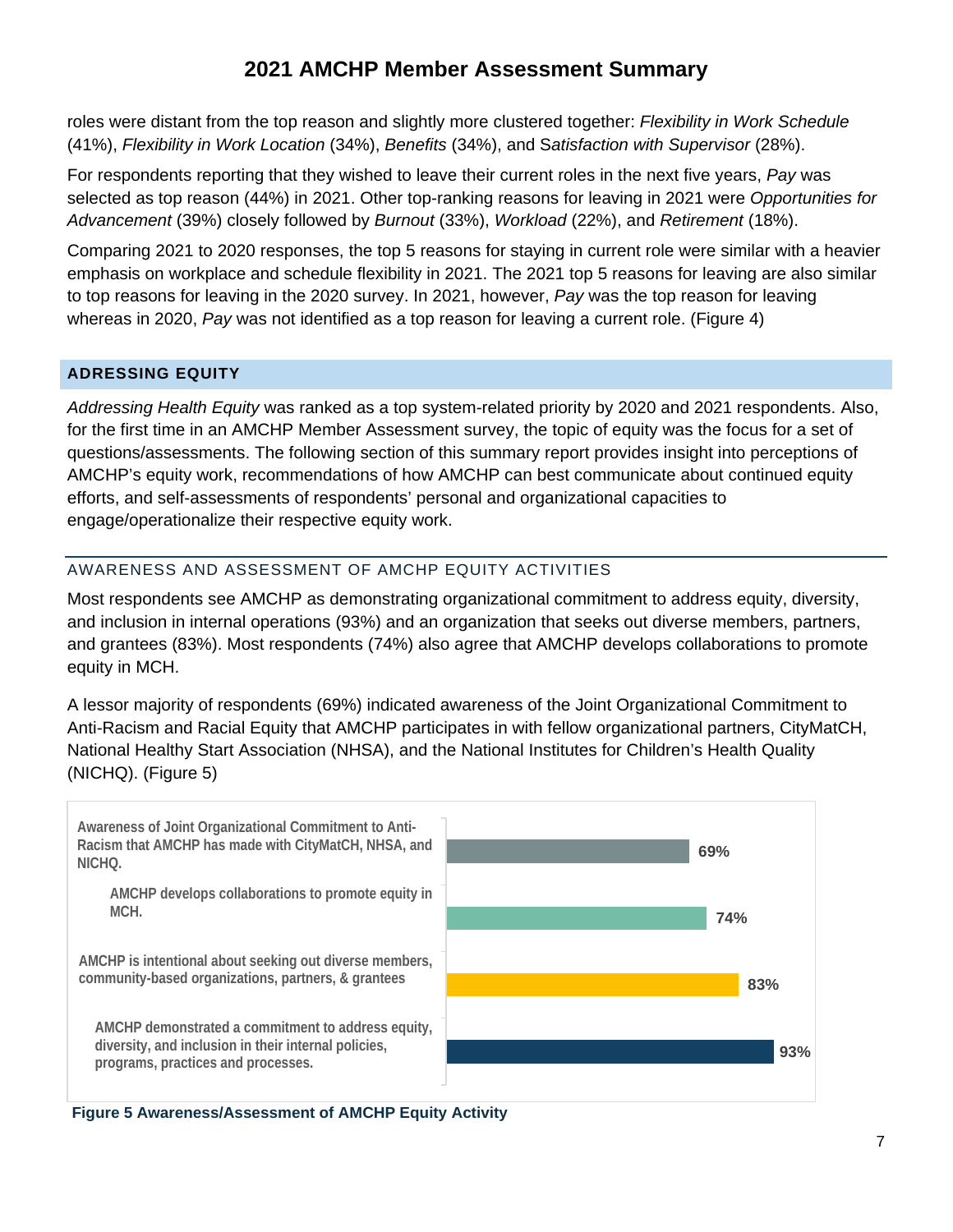roles were distant from the top reason and slightly more clustered together: *Flexibility in Work Schedule* (41%), *Flexibility in Work Location* (34%), *Benefits* (34%), and S*atisfaction with Supervisor* (28%).

For respondents reporting that they wished to leave their current roles in the next five years, *Pay* was selected as top reason (44%) in 2021. Other top-ranking reasons for leaving in 2021 were *Opportunities for Advancement* (39%) closely followed by *Burnout* (33%), *Workload* (22%), and *Retirement* (18%).

Comparing 2021 to 2020 responses, the top 5 reasons for staying in current role were similar with a heavier emphasis on workplace and schedule flexibility in 2021. The 2021 top 5 reasons for leaving are also similar to top reasons for leaving in the 2020 survey. In 2021, however, *Pay* was the top reason for leaving whereas in 2020, *Pay* was not identified as a top reason for leaving a current role. (Figure 4)

## ADRESSING EQUITY

*Addressing Health Equity* was ranked as a top system-related priority by 2020 and 2021 respondents. Also, for the first time in an AMCHP Member Assessment survey, the topic of equity was the focus for a set of questions/assessments. The following section of this summary report provides insight into perceptions of AMCHP's equity work, recommendations of how AMCHP can best communicate about continued equity efforts, and self-assessments of respondents' personal and organizational capacities to engage/operationalize their respective equity work.

### AWARENESS AND ASSESSMENT OF AMCHP EQUITY ACTIVITIES

Most respondents see AMCHP as demonstrating organizational commitment to address equity, diversity, and inclusion in internal operations (93%) and an organization that seeks out diverse members, partners, and grantees (83%). Most respondents (74%) also agree that AMCHP develops collaborations to promote equity in MCH.

A lessor majority of respondents (69%) indicated awareness of the Joint Organizational Commitment to Anti-Racism and Racial Equity that AMCHP participates in with fellow organizational partners, CityMatCH, National Healthy Start Association (NHSA), and the National Institutes for Children's Health Quality (NICHQ). (Figure 5)

| Item | Percent |
|---|---|
| Awareness of Joint Organizational Commitment to Anti-Racism that AMCHP has made with CityMatCH, NHSA, and NICHQ. | 69% |
| AMCHP develops collaborations to promote equity in MCH. | 74% |
| AMCHP is intentional about seeking out diverse members, community-based organizations, partners, & grantees | 83% |
| AMCHP demonstrated a commitment to address equity, diversity, and inclusion in their internal policies, programs, practices and processes. | 93% |

**Figure 5 Awareness/Assessment of AMCHP Equity Activity**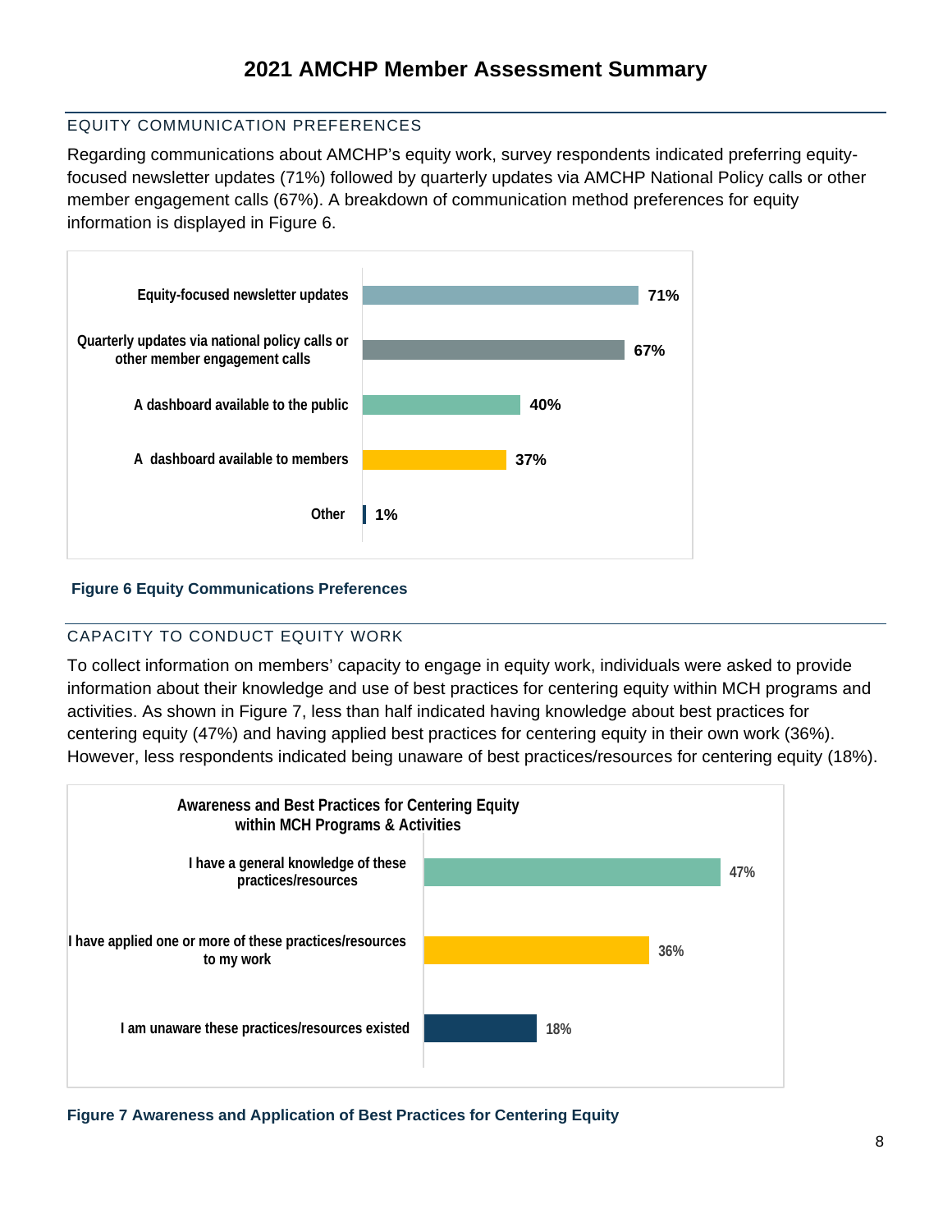# 2021 AMCHP Member Assessment Summary

## EQUITY COMMUNICATION PREFERENCES

Regarding communications about AMCHP's equity work, survey respondents indicated preferring equity-focused newsletter updates (71%) followed by quarterly updates via AMCHP National Policy calls or other member engagement calls (67%). A breakdown of communication method preferences for equity information is displayed in Figure 6.

| Communication method | Percent |
| --- | --- |
| Equity-focused newsletter updates | 71% |
| Quarterly updates via national policy calls or other member engagement calls | 67% |
| A dashboard available to the public | 40% |
| A dashboard available to members | 37% |
| Other | 1% |

**Figure 6 Equity Communications Preferences**

## CAPACITY TO CONDUCT EQUITY WORK

To collect information on members' capacity to engage in equity work, individuals were asked to provide information about their knowledge and use of best practices for centering equity within MCH programs and activities. As shown in Figure 7, less than half indicated having knowledge about best practices for centering equity (47%) and having applied best practices for centering equity in their own work (36%). However, less respondents indicated being unaware of best practices/resources for centering equity (18%).

**Awareness and Best Practices for Centering Equity within MCH Programs & Activities**

| Response | Percent |
| --- | --- |
| I have a general knowledge of these practices/resources | 47% |
| I have applied one or more of these practices/resources to my work | 36% |
| I am unaware these practices/resources existed | 18% |

**Figure 7 Awareness and Application of Best Practices for Centering Equity**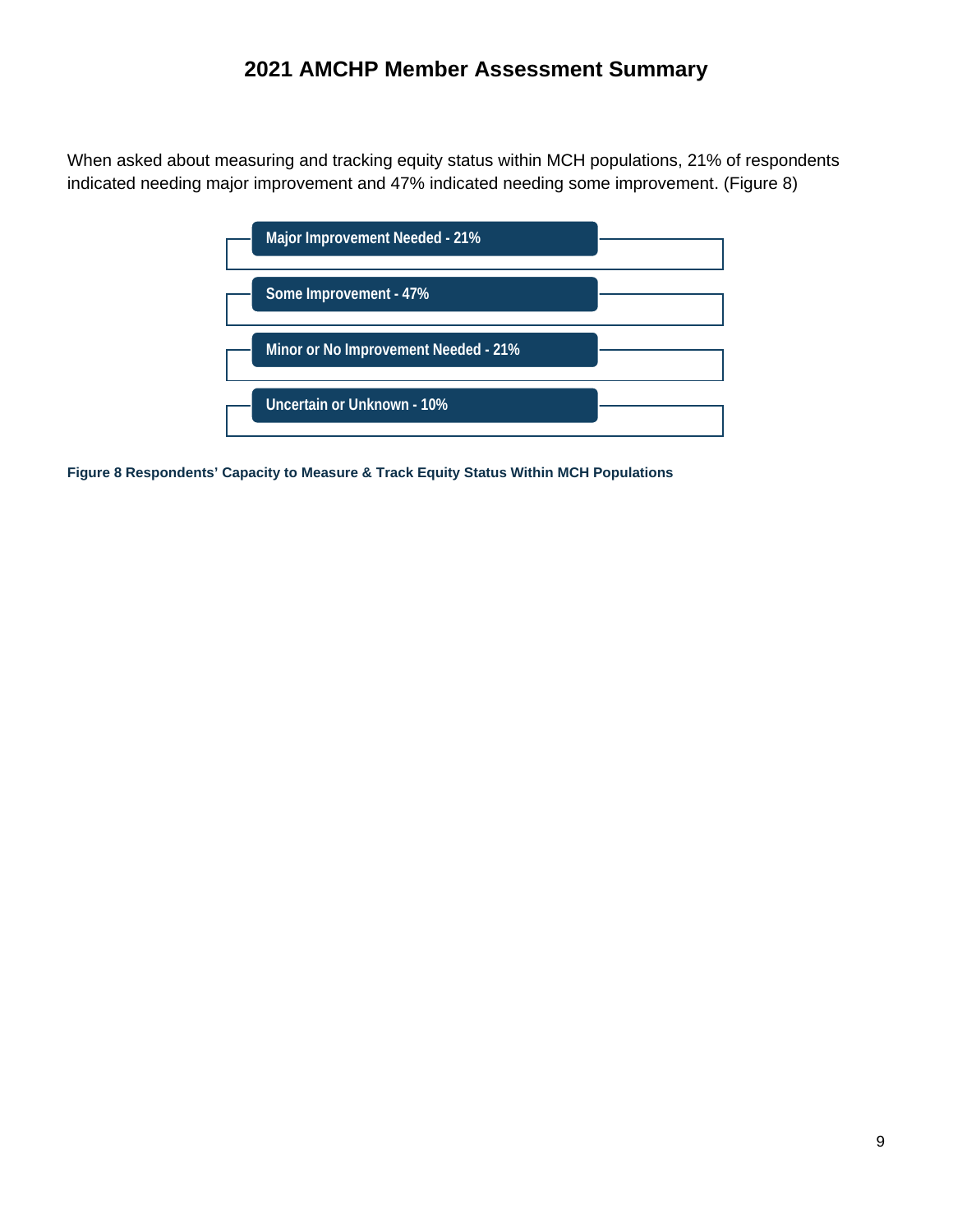# 2021 AMCHP Member Assessment Summary

When asked about measuring and tracking equity status within MCH populations, 21% of respondents indicated needing major improvement and 47% indicated needing some improvement. (Figure 8)

- **Major Improvement Needed - 21%**
- **Some Improvement - 47%**
- **Minor or No Improvement Needed - 21%**
- **Uncertain or Unknown - 10%**

**Figure 8 Respondents' Capacity to Measure & Track Equity Status Within MCH Populations**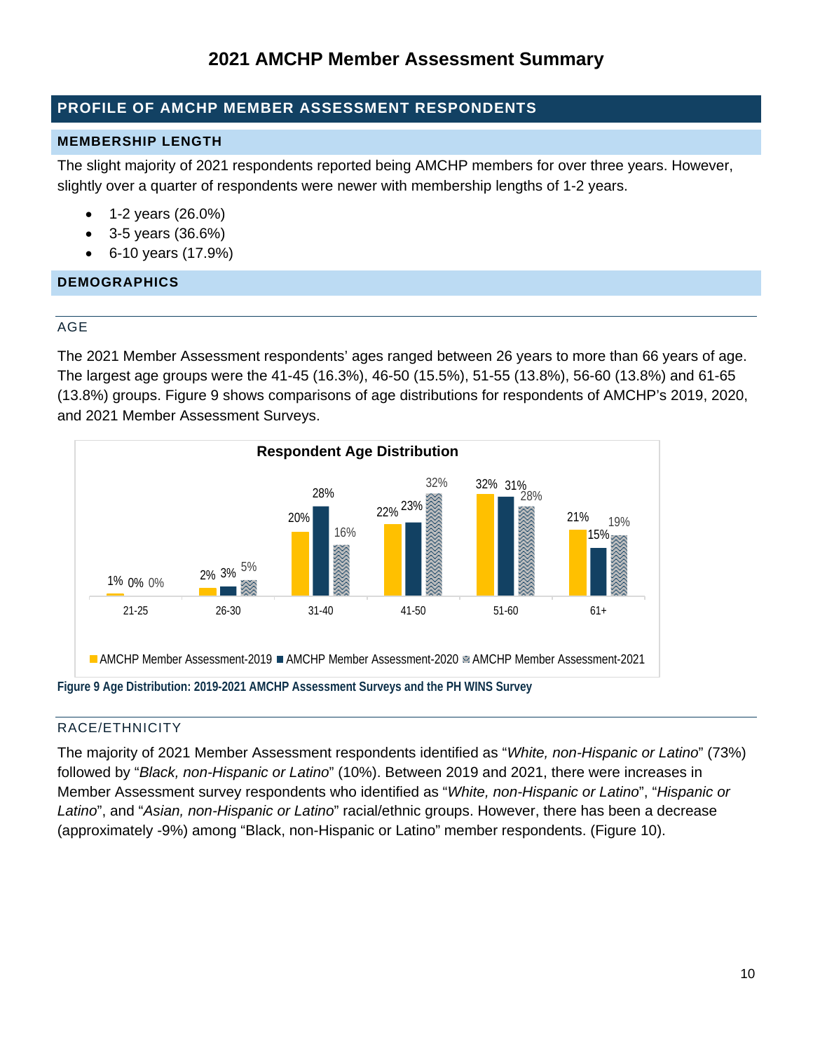# 2021 AMCHP Member Assessment Summary

## PROFILE OF AMCHP MEMBER ASSESSMENT RESPONDENTS

### MEMBERSHIP LENGTH

The slight majority of 2021 respondents reported being AMCHP members for over three years. However, slightly over a quarter of respondents were newer with membership lengths of 1-2 years.

- 1-2 years (26.0%)
- 3-5 years (36.6%)
- 6-10 years (17.9%)

### DEMOGRAPHICS

#### AGE

The 2021 Member Assessment respondents' ages ranged between 26 years to more than 66 years of age. The largest age groups were the 41-45 (16.3%), 46-50 (15.5%), 51-55 (13.8%), 56-60 (13.8%) and 61-65 (13.8%) groups. Figure 9 shows comparisons of age distributions for respondents of AMCHP's 2019, 2020, and 2021 Member Assessment Surveys.

**Respondent Age Distribution**

| Age | AMCHP Member Assessment-2019 | AMCHP Member Assessment-2020 | AMCHP Member Assessment-2021 |
|---|---|---|---|
| 21-25 | 1% | 0% | 0% |
| 26-30 | 2% | 3% | 5% |
| 31-40 | 20% | 28% | 16% |
| 41-50 | 22% | 23% | 32% |
| 51-60 | 32% | 31% | 28% |
| 61+ | 21% | 15% | 19% |

Figure 9 Age Distribution: 2019-2021 AMCHP Assessment Surveys and the PH WINS Survey

#### RACE/ETHNICITY

The majority of 2021 Member Assessment respondents identified as "*White, non-Hispanic or Latino*" (73%) followed by "*Black, non-Hispanic or Latino*" (10%). Between 2019 and 2021, there were increases in Member Assessment survey respondents who identified as "*White, non-Hispanic or Latino*", "*Hispanic or Latino*", and "*Asian, non-Hispanic or Latino*" racial/ethnic groups. However, there has been a decrease (approximately -9%) among "Black, non-Hispanic or Latino" member respondents. (Figure 10).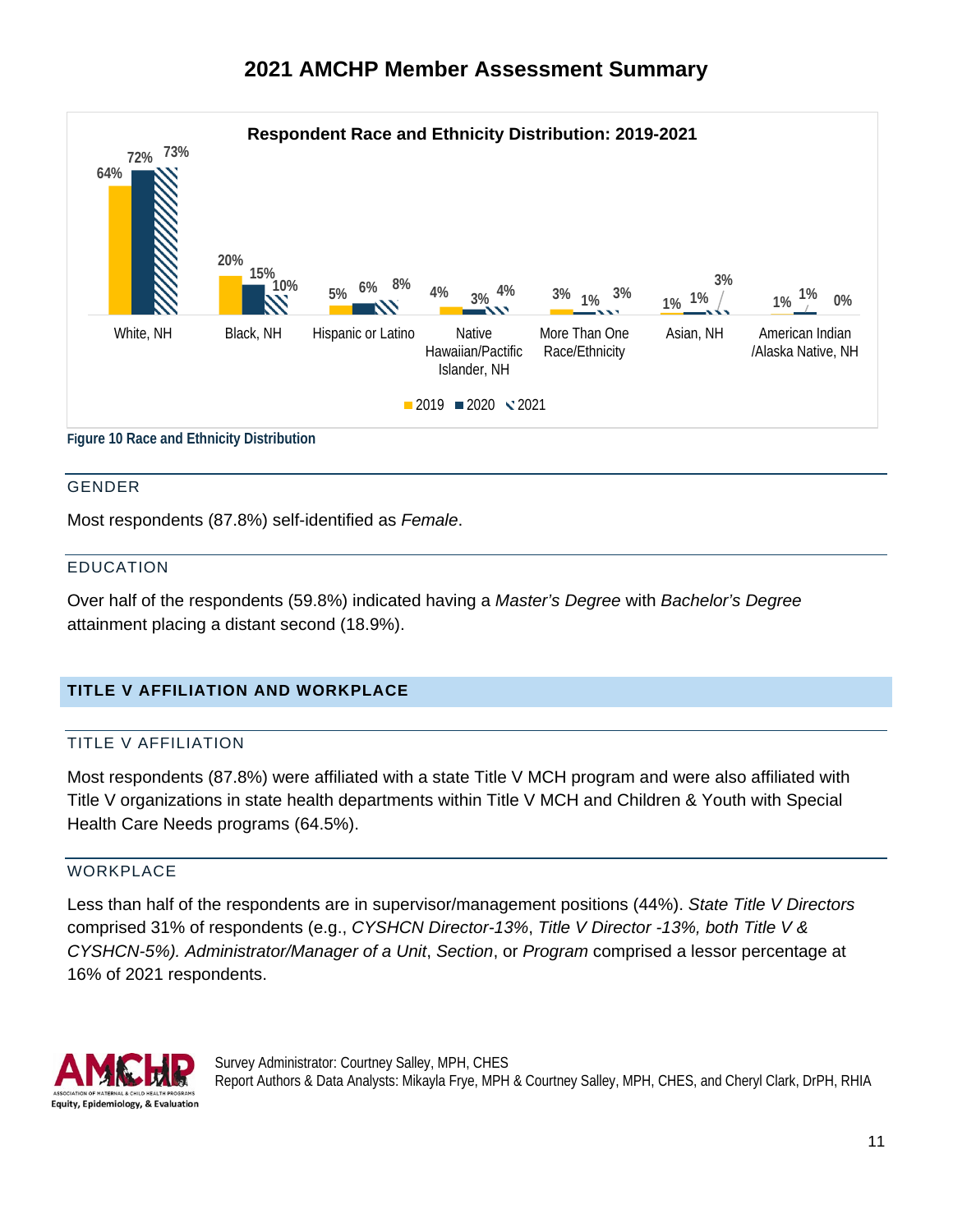# 2021 AMCHP Member Assessment Summary

Respondent Race and Ethnicity Distribution: 2019-2021

White, NH: 64% 72% 73%
Black, NH: 20% 15% 10%
Hispanic or Latino: 5% 6% 8%
Native Hawaiian/Pacific Islander, NH: 4% 3% 4%
More Than One Race/Ethnicity: 3% 1% 3%
Asian, NH: 1% 1% 3%
American Indian /Alaska Native, NH: 1% 1% 0%

2019 2020 2021

**Figure 10 Race and Ethnicity Distribution**

## GENDER

Most respondents (87.8%) self-identified as *Female*.

## EDUCATION

Over half of the respondents (59.8%) indicated having a *Master's Degree* with *Bachelor's Degree* attainment placing a distant second (18.9%).

## TITLE V AFFILIATION AND WORKPLACE

### TITLE V AFFILIATION

Most respondents (87.8%) were affiliated with a state Title V MCH program and were also affiliated with Title V organizations in state health departments within Title V MCH and Children & Youth with Special Health Care Needs programs (64.5%).

### WORKPLACE

Less than half of the respondents are in supervisor/management positions (44%). *State Title V Directors* comprised 31% of respondents (e.g., *CYSHCN Director-13%*, *Title V Director -13%, both Title V & CYSHCN-5%). Administrator/Manager of a Unit*, *Section*, or *Program* comprised a lessor percentage at 16% of 2021 respondents.

Survey Administrator: Courtney Salley, MPH, CHES
Report Authors & Data Analysts: Mikayla Frye, MPH & Courtney Salley, MPH, CHES, and Cheryl Clark, DrPH, RHIA